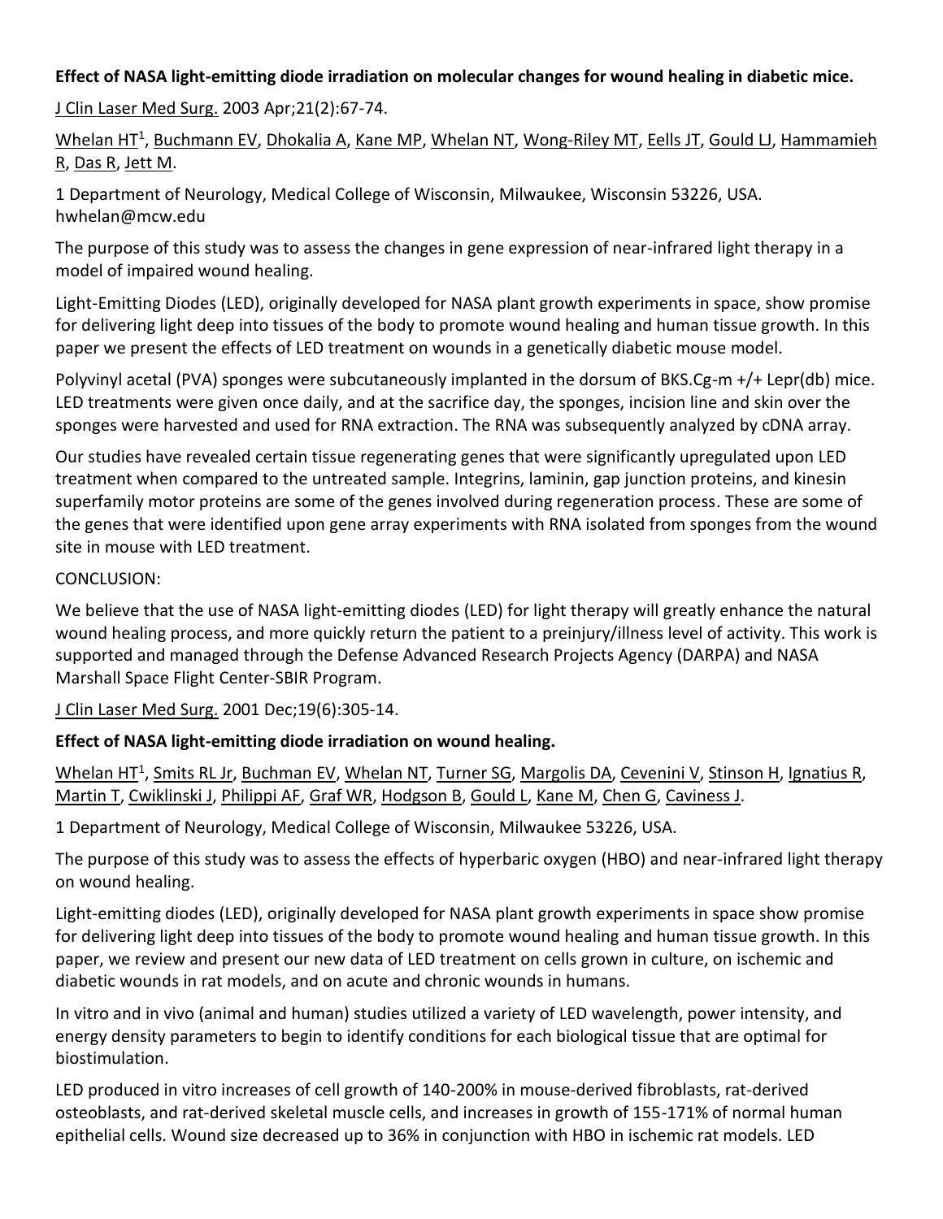**Effect of NASA light-emitting diode irradiation on molecular changes for wound healing in diabetic mice.**

J Clin Laser Med Surg. 2003 Apr;21(2):67-74.

Whelan HT[1], Buchmann EV, Dhokalia A, Kane MP, Whelan NT, Wong-Riley MT, Eells JT, Gould LJ, Hammamieh R, Das R, Jett M.

1 Department of Neurology, Medical College of Wisconsin, Milwaukee, Wisconsin 53226, USA. hwhelan@mcw.edu

The purpose of this study was to assess the changes in gene expression of near-infrared light therapy in a model of impaired wound healing.

Light-Emitting Diodes (LED), originally developed for NASA plant growth experiments in space, show promise for delivering light deep into tissues of the body to promote wound healing and human tissue growth. In this paper we present the effects of LED treatment on wounds in a genetically diabetic mouse model.

Polyvinyl acetal (PVA) sponges were subcutaneously implanted in the dorsum of BKS.Cg-m +/+ Lepr(db) mice. LED treatments were given once daily, and at the sacrifice day, the sponges, incision line and skin over the sponges were harvested and used for RNA extraction. The RNA was subsequently analyzed by cDNA array.

Our studies have revealed certain tissue regenerating genes that were significantly upregulated upon LED treatment when compared to the untreated sample. Integrins, laminin, gap junction proteins, and kinesin superfamily motor proteins are some of the genes involved during regeneration process. These are some of the genes that were identified upon gene array experiments with RNA isolated from sponges from the wound site in mouse with LED treatment.

CONCLUSION:

We believe that the use of NASA light-emitting diodes (LED) for light therapy will greatly enhance the natural wound healing process, and more quickly return the patient to a preinjury/illness level of activity. This work is supported and managed through the Defense Advanced Research Projects Agency (DARPA) and NASA Marshall Space Flight Center-SBIR Program.

J Clin Laser Med Surg. 2001 Dec;19(6):305-14.

**Effect of NASA light-emitting diode irradiation on wound healing.**

Whelan HT[1], Smits RL Jr, Buchman EV, Whelan NT, Turner SG, Margolis DA, Cevenini V, Stinson H, Ignatius R, Martin T, Cwiklinski J, Philippi AF, Graf WR, Hodgson B, Gould L, Kane M, Chen G, Caviness J.

1 Department of Neurology, Medical College of Wisconsin, Milwaukee 53226, USA.

The purpose of this study was to assess the effects of hyperbaric oxygen (HBO) and near-infrared light therapy on wound healing.

Light-emitting diodes (LED), originally developed for NASA plant growth experiments in space show promise for delivering light deep into tissues of the body to promote wound healing and human tissue growth. In this paper, we review and present our new data of LED treatment on cells grown in culture, on ischemic and diabetic wounds in rat models, and on acute and chronic wounds in humans.

In vitro and in vivo (animal and human) studies utilized a variety of LED wavelength, power intensity, and energy density parameters to begin to identify conditions for each biological tissue that are optimal for biostimulation.

LED produced in vitro increases of cell growth of 140-200% in mouse-derived fibroblasts, rat-derived osteoblasts, and rat-derived skeletal muscle cells, and increases in growth of 155-171% of normal human epithelial cells. Wound size decreased up to 36% in conjunction with HBO in ischemic rat models. LED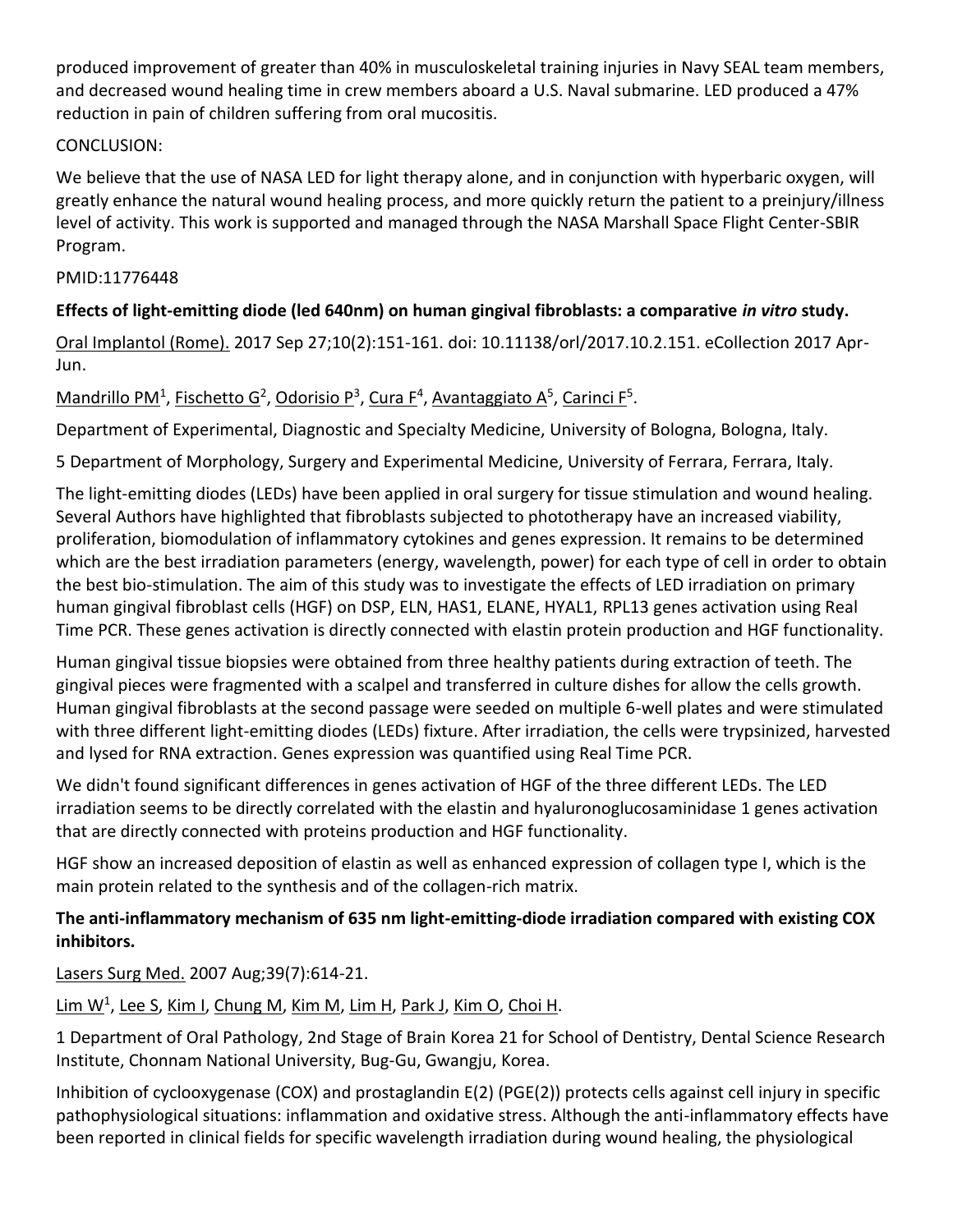produced improvement of greater than 40% in musculoskeletal training injuries in Navy SEAL team members, and decreased wound healing time in crew members aboard a U.S. Naval submarine. LED produced a 47% reduction in pain of children suffering from oral mucositis.

CONCLUSION:

We believe that the use of NASA LED for light therapy alone, and in conjunction with hyperbaric oxygen, will greatly enhance the natural wound healing process, and more quickly return the patient to a preinjury/illness level of activity. This work is supported and managed through the NASA Marshall Space Flight Center-SBIR Program.

PMID:11776448

**Effects of light-emitting diode (led 640nm) on human gingival fibroblasts: a comparative *in vitro* study.**

Oral Implantol (Rome). 2017 Sep 27;10(2):151-161. doi: 10.11138/orl/2017.10.2.151. eCollection 2017 Apr-Jun.

Mandrillo PM[1], Fischetto G[2], Odorisio P[3], Cura F[4], Avantaggiato A[5], Carinci F[5].

Department of Experimental, Diagnostic and Specialty Medicine, University of Bologna, Bologna, Italy.

5 Department of Morphology, Surgery and Experimental Medicine, University of Ferrara, Ferrara, Italy.

The light-emitting diodes (LEDs) have been applied in oral surgery for tissue stimulation and wound healing. Several Authors have highlighted that fibroblasts subjected to phototherapy have an increased viability, proliferation, biomodulation of inflammatory cytokines and genes expression. It remains to be determined which are the best irradiation parameters (energy, wavelength, power) for each type of cell in order to obtain the best bio-stimulation. The aim of this study was to investigate the effects of LED irradiation on primary human gingival fibroblast cells (HGF) on DSP, ELN, HAS1, ELANE, HYAL1, RPL13 genes activation using Real Time PCR. These genes activation is directly connected with elastin protein production and HGF functionality.

Human gingival tissue biopsies were obtained from three healthy patients during extraction of teeth. The gingival pieces were fragmented with a scalpel and transferred in culture dishes for allow the cells growth. Human gingival fibroblasts at the second passage were seeded on multiple 6-well plates and were stimulated with three different light-emitting diodes (LEDs) fixture. After irradiation, the cells were trypsinized, harvested and lysed for RNA extraction. Genes expression was quantified using Real Time PCR.

We didn't found significant differences in genes activation of HGF of the three different LEDs. The LED irradiation seems to be directly correlated with the elastin and hyaluronoglucosaminidase 1 genes activation that are directly connected with proteins production and HGF functionality.

HGF show an increased deposition of elastin as well as enhanced expression of collagen type I, which is the main protein related to the synthesis and of the collagen-rich matrix.

**The anti-inflammatory mechanism of 635 nm light-emitting-diode irradiation compared with existing COX inhibitors.**

Lasers Surg Med. 2007 Aug;39(7):614-21.

Lim W[1], Lee S, Kim I, Chung M, Kim M, Lim H, Park J, Kim O, Choi H.

1 Department of Oral Pathology, 2nd Stage of Brain Korea 21 for School of Dentistry, Dental Science Research Institute, Chonnam National University, Bug-Gu, Gwangju, Korea.

Inhibition of cyclooxygenase (COX) and prostaglandin E(2) (PGE(2)) protects cells against cell injury in specific pathophysiological situations: inflammation and oxidative stress. Although the anti-inflammatory effects have been reported in clinical fields for specific wavelength irradiation during wound healing, the physiological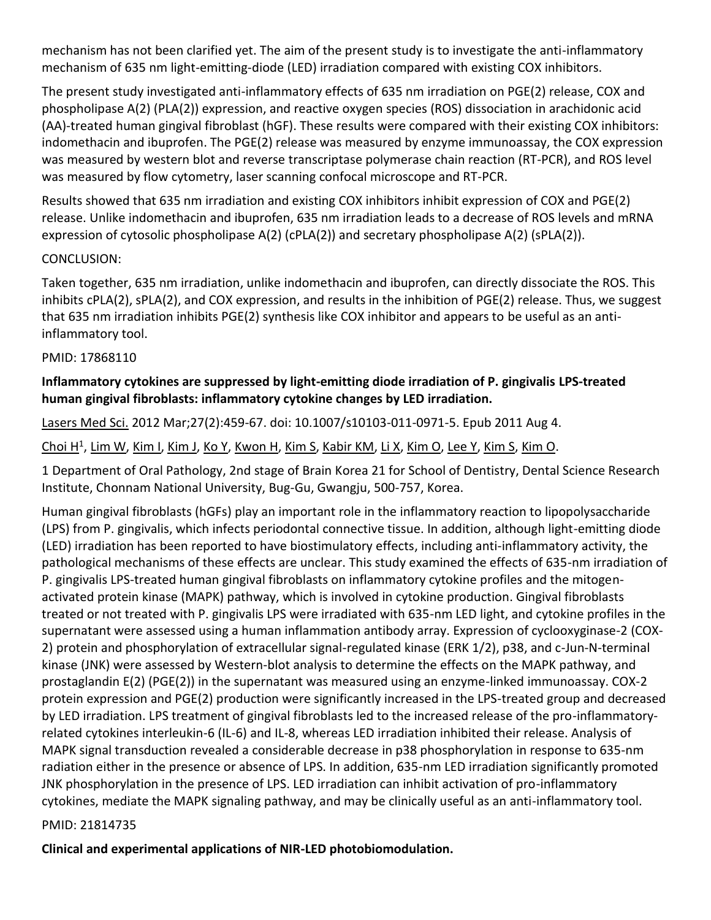mechanism has not been clarified yet. The aim of the present study is to investigate the anti-inflammatory mechanism of 635 nm light-emitting-diode (LED) irradiation compared with existing COX inhibitors.

The present study investigated anti-inflammatory effects of 635 nm irradiation on PGE(2) release, COX and phospholipase A(2) (PLA(2)) expression, and reactive oxygen species (ROS) dissociation in arachidonic acid (AA)-treated human gingival fibroblast (hGF). These results were compared with their existing COX inhibitors: indomethacin and ibuprofen. The PGE(2) release was measured by enzyme immunoassay, the COX expression was measured by western blot and reverse transcriptase polymerase chain reaction (RT-PCR), and ROS level was measured by flow cytometry, laser scanning confocal microscope and RT-PCR.

Results showed that 635 nm irradiation and existing COX inhibitors inhibit expression of COX and PGE(2) release. Unlike indomethacin and ibuprofen, 635 nm irradiation leads to a decrease of ROS levels and mRNA expression of cytosolic phospholipase A(2) (cPLA(2)) and secretary phospholipase A(2) (sPLA(2)).

CONCLUSION:

Taken together, 635 nm irradiation, unlike indomethacin and ibuprofen, can directly dissociate the ROS. This inhibits cPLA(2), sPLA(2), and COX expression, and results in the inhibition of PGE(2) release. Thus, we suggest that 635 nm irradiation inhibits PGE(2) synthesis like COX inhibitor and appears to be useful as an anti-inflammatory tool.

PMID: 17868110

**Inflammatory cytokines are suppressed by light-emitting diode irradiation of P. gingivalis LPS-treated human gingival fibroblasts: inflammatory cytokine changes by LED irradiation.**

Lasers Med Sci. 2012 Mar;27(2):459-67. doi: 10.1007/s10103-011-0971-5. Epub 2011 Aug 4.

Choi H[1], Lim W, Kim I, Kim J, Ko Y, Kwon H, Kim S, Kabir KM, Li X, Kim O, Lee Y, Kim S, Kim O.

1 Department of Oral Pathology, 2nd stage of Brain Korea 21 for School of Dentistry, Dental Science Research Institute, Chonnam National University, Bug-Gu, Gwangju, 500-757, Korea.

Human gingival fibroblasts (hGFs) play an important role in the inflammatory reaction to lipopolysaccharide (LPS) from P. gingivalis, which infects periodontal connective tissue. In addition, although light-emitting diode (LED) irradiation has been reported to have biostimulatory effects, including anti-inflammatory activity, the pathological mechanisms of these effects are unclear. This study examined the effects of 635-nm irradiation of P. gingivalis LPS-treated human gingival fibroblasts on inflammatory cytokine profiles and the mitogen-activated protein kinase (MAPK) pathway, which is involved in cytokine production. Gingival fibroblasts treated or not treated with P. gingivalis LPS were irradiated with 635-nm LED light, and cytokine profiles in the supernatant were assessed using a human inflammation antibody array. Expression of cyclooxyginase-2 (COX-2) protein and phosphorylation of extracellular signal-regulated kinase (ERK 1/2), p38, and c-Jun-N-terminal kinase (JNK) were assessed by Western-blot analysis to determine the effects on the MAPK pathway, and prostaglandin E(2) (PGE(2)) in the supernatant was measured using an enzyme-linked immunoassay. COX-2 protein expression and PGE(2) production were significantly increased in the LPS-treated group and decreased by LED irradiation. LPS treatment of gingival fibroblasts led to the increased release of the pro-inflammatory-related cytokines interleukin-6 (IL-6) and IL-8, whereas LED irradiation inhibited their release. Analysis of MAPK signal transduction revealed a considerable decrease in p38 phosphorylation in response to 635-nm radiation either in the presence or absence of LPS. In addition, 635-nm LED irradiation significantly promoted JNK phosphorylation in the presence of LPS. LED irradiation can inhibit activation of pro-inflammatory cytokines, mediate the MAPK signaling pathway, and may be clinically useful as an anti-inflammatory tool.

PMID: 21814735

**Clinical and experimental applications of NIR-LED photobiomodulation.**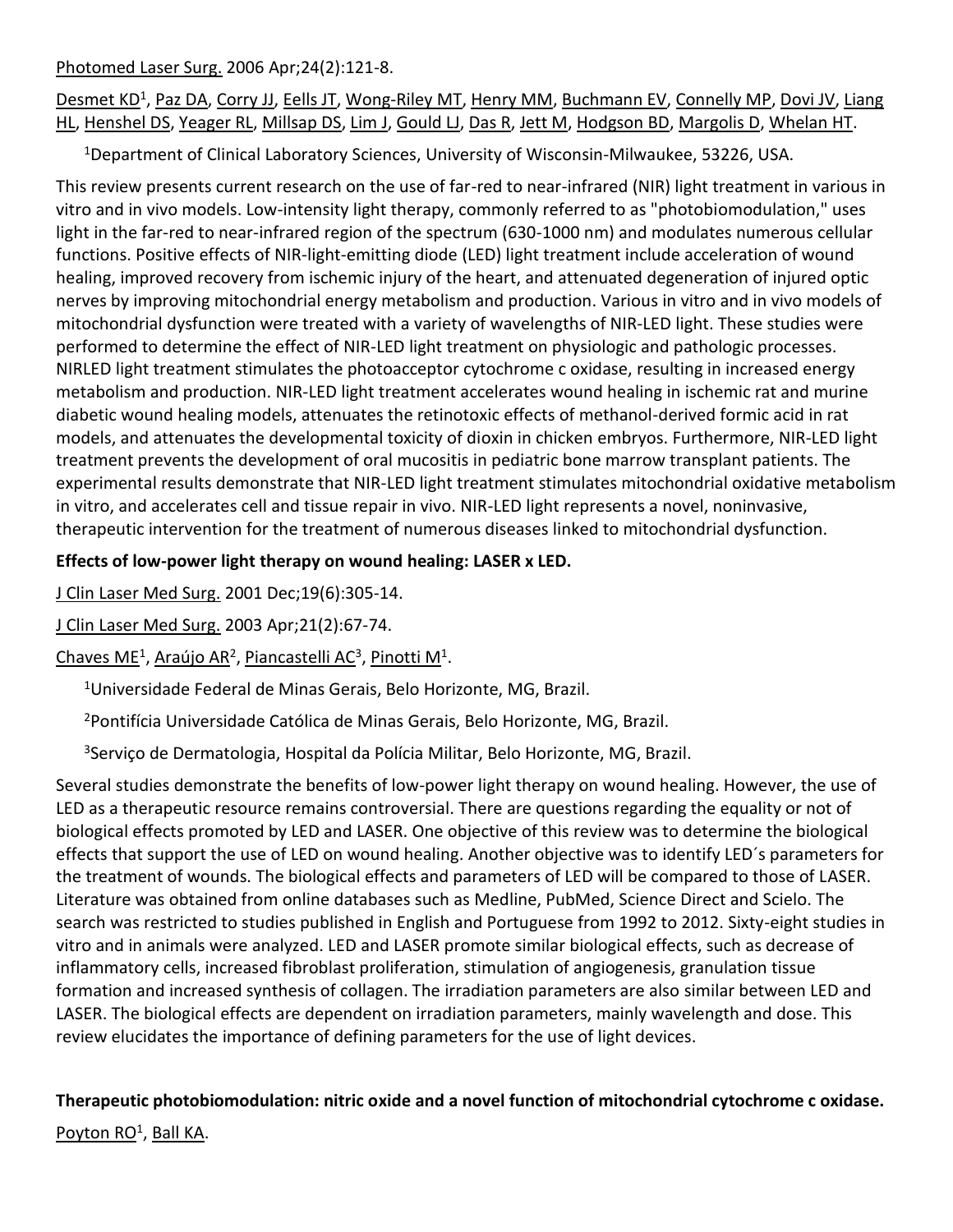Photomed Laser Surg. 2006 Apr;24(2):121-8.

Desmet KD[1], Paz DA, Corry JJ, Eells JT, Wong-Riley MT, Henry MM, Buchmann EV, Connelly MP, Dovi JV, Liang HL, Henshel DS, Yeager RL, Millsap DS, Lim J, Gould LJ, Das R, Jett M, Hodgson BD, Margolis D, Whelan HT.

[1]Department of Clinical Laboratory Sciences, University of Wisconsin-Milwaukee, 53226, USA.

This review presents current research on the use of far-red to near-infrared (NIR) light treatment in various in vitro and in vivo models. Low-intensity light therapy, commonly referred to as "photobiomodulation," uses light in the far-red to near-infrared region of the spectrum (630-1000 nm) and modulates numerous cellular functions. Positive effects of NIR-light-emitting diode (LED) light treatment include acceleration of wound healing, improved recovery from ischemic injury of the heart, and attenuated degeneration of injured optic nerves by improving mitochondrial energy metabolism and production. Various in vitro and in vivo models of mitochondrial dysfunction were treated with a variety of wavelengths of NIR-LED light. These studies were performed to determine the effect of NIR-LED light treatment on physiologic and pathologic processes. NIRLED light treatment stimulates the photoacceptor cytochrome c oxidase, resulting in increased energy metabolism and production. NIR-LED light treatment accelerates wound healing in ischemic rat and murine diabetic wound healing models, attenuates the retinotoxic effects of methanol-derived formic acid in rat models, and attenuates the developmental toxicity of dioxin in chicken embryos. Furthermore, NIR-LED light treatment prevents the development of oral mucositis in pediatric bone marrow transplant patients. The experimental results demonstrate that NIR-LED light treatment stimulates mitochondrial oxidative metabolism in vitro, and accelerates cell and tissue repair in vivo. NIR-LED light represents a novel, noninvasive, therapeutic intervention for the treatment of numerous diseases linked to mitochondrial dysfunction.

**Effects of low-power light therapy on wound healing: LASER x LED.**

J Clin Laser Med Surg. 2001 Dec;19(6):305-14.

J Clin Laser Med Surg. 2003 Apr;21(2):67-74.

Chaves ME[1], Araújo AR[2], Piancastelli AC[3], Pinotti M[1].

[1]Universidade Federal de Minas Gerais, Belo Horizonte, MG, Brazil.

[2]Pontifícia Universidade Católica de Minas Gerais, Belo Horizonte, MG, Brazil.

[3]Serviço de Dermatologia, Hospital da Polícia Militar, Belo Horizonte, MG, Brazil.

Several studies demonstrate the benefits of low-power light therapy on wound healing. However, the use of LED as a therapeutic resource remains controversial. There are questions regarding the equality or not of biological effects promoted by LED and LASER. One objective of this review was to determine the biological effects that support the use of LED on wound healing. Another objective was to identify LED´s parameters for the treatment of wounds. The biological effects and parameters of LED will be compared to those of LASER. Literature was obtained from online databases such as Medline, PubMed, Science Direct and Scielo. The search was restricted to studies published in English and Portuguese from 1992 to 2012. Sixty-eight studies in vitro and in animals were analyzed. LED and LASER promote similar biological effects, such as decrease of inflammatory cells, increased fibroblast proliferation, stimulation of angiogenesis, granulation tissue formation and increased synthesis of collagen. The irradiation parameters are also similar between LED and LASER. The biological effects are dependent on irradiation parameters, mainly wavelength and dose. This review elucidates the importance of defining parameters for the use of light devices.

**Therapeutic photobiomodulation: nitric oxide and a novel function of mitochondrial cytochrome c oxidase.**

Poyton RO[1], Ball KA.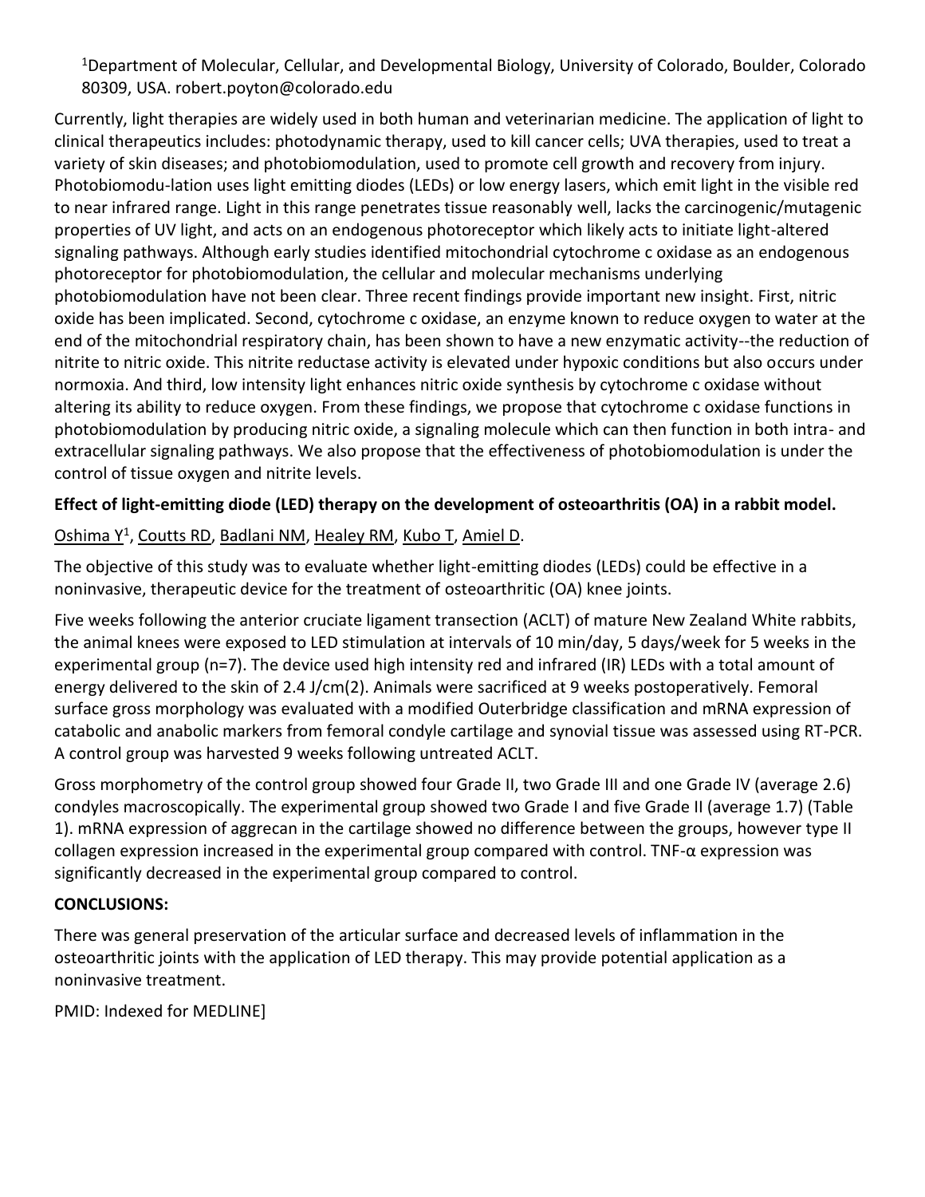[1]Department of Molecular, Cellular, and Developmental Biology, University of Colorado, Boulder, Colorado 80309, USA. robert.poyton@colorado.edu

Currently, light therapies are widely used in both human and veterinarian medicine. The application of light to clinical therapeutics includes: photodynamic therapy, used to kill cancer cells; UVA therapies, used to treat a variety of skin diseases; and photobiomodulation, used to promote cell growth and recovery from injury. Photobiomodu-lation uses light emitting diodes (LEDs) or low energy lasers, which emit light in the visible red to near infrared range. Light in this range penetrates tissue reasonably well, lacks the carcinogenic/mutagenic properties of UV light, and acts on an endogenous photoreceptor which likely acts to initiate light-altered signaling pathways. Although early studies identified mitochondrial cytochrome c oxidase as an endogenous photoreceptor for photobiomodulation, the cellular and molecular mechanisms underlying photobiomodulation have not been clear. Three recent findings provide important new insight. First, nitric oxide has been implicated. Second, cytochrome c oxidase, an enzyme known to reduce oxygen to water at the end of the mitochondrial respiratory chain, has been shown to have a new enzymatic activity--the reduction of nitrite to nitric oxide. This nitrite reductase activity is elevated under hypoxic conditions but also occurs under normoxia. And third, low intensity light enhances nitric oxide synthesis by cytochrome c oxidase without altering its ability to reduce oxygen. From these findings, we propose that cytochrome c oxidase functions in photobiomodulation by producing nitric oxide, a signaling molecule which can then function in both intra- and extracellular signaling pathways. We also propose that the effectiveness of photobiomodulation is under the control of tissue oxygen and nitrite levels.

**Effect of light-emitting diode (LED) therapy on the development of osteoarthritis (OA) in a rabbit model.**

Oshima Y[1], Coutts RD, Badlani NM, Healey RM, Kubo T, Amiel D.

The objective of this study was to evaluate whether light-emitting diodes (LEDs) could be effective in a noninvasive, therapeutic device for the treatment of osteoarthritic (OA) knee joints.

Five weeks following the anterior cruciate ligament transection (ACLT) of mature New Zealand White rabbits, the animal knees were exposed to LED stimulation at intervals of 10 min/day, 5 days/week for 5 weeks in the experimental group (n=7). The device used high intensity red and infrared (IR) LEDs with a total amount of energy delivered to the skin of 2.4 J/cm(2). Animals were sacrificed at 9 weeks postoperatively. Femoral surface gross morphology was evaluated with a modified Outerbridge classification and mRNA expression of catabolic and anabolic markers from femoral condyle cartilage and synovial tissue was assessed using RT-PCR. A control group was harvested 9 weeks following untreated ACLT.

Gross morphometry of the control group showed four Grade II, two Grade III and one Grade IV (average 2.6) condyles macroscopically. The experimental group showed two Grade I and five Grade II (average 1.7) (Table 1). mRNA expression of aggrecan in the cartilage showed no difference between the groups, however type II collagen expression increased in the experimental group compared with control. TNF-α expression was significantly decreased in the experimental group compared to control.

**CONCLUSIONS:**

There was general preservation of the articular surface and decreased levels of inflammation in the osteoarthritic joints with the application of LED therapy. This may provide potential application as a noninvasive treatment.

PMID: Indexed for MEDLINE]